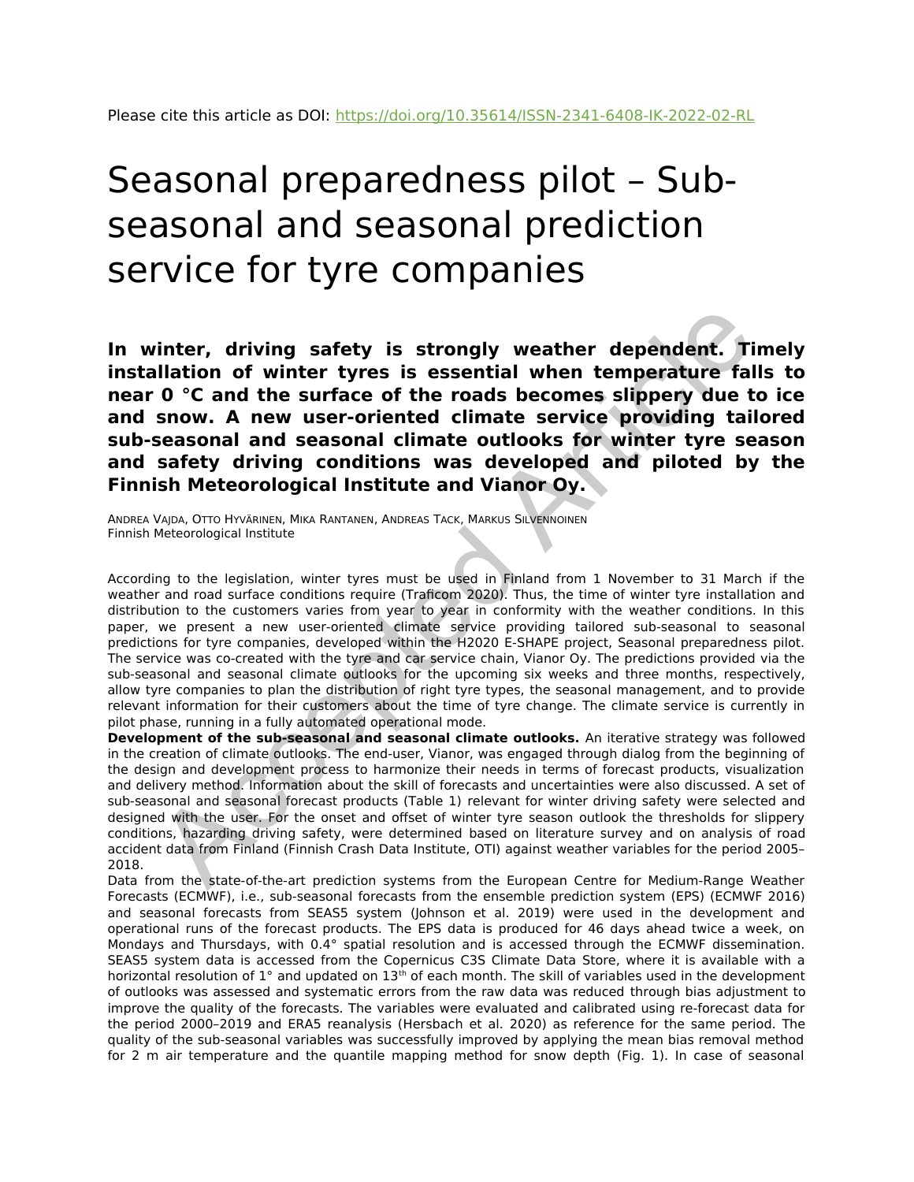Please cite this article as DOI: https://doi.org/10.35614/ISSN-2341-6408-IK-2022-02-RL

# Seasonal preparedness pilot – Sub-seasonal and seasonal prediction service for tyre companies

**In winter, driving safety is strongly weather dependent. Timely installation of winter tyres is essential when temperature falls to near 0 °C and the surface of the roads becomes slippery due to ice and snow. A new user-oriented climate service providing tailored sub-seasonal and seasonal climate outlooks for winter tyre season and safety driving conditions was developed and piloted by the Finnish Meteorological Institute and Vianor Oy.**

ANDREA VAJDA, OTTO HYVÄRINEN, MIKA RANTANEN, ANDREAS TACK, MARKUS SILVENNOINEN
Finnish Meteorological Institute

According to the legislation, winter tyres must be used in Finland from 1 November to 31 March if the weather and road surface conditions require (Traficom 2020). Thus, the time of winter tyre installation and distribution to the customers varies from year to year in conformity with the weather conditions. In this paper, we present a new user-oriented climate service providing tailored sub-seasonal to seasonal predictions for tyre companies, developed within the H2020 E-SHAPE project, Seasonal preparedness pilot. The service was co-created with the tyre and car service chain, Vianor Oy. The predictions provided via the sub-seasonal and seasonal climate outlooks for the upcoming six weeks and three months, respectively, allow tyre companies to plan the distribution of right tyre types, the seasonal management, and to provide relevant information for their customers about the time of tyre change. The climate service is currently in pilot phase, running in a fully automated operational mode.

**Development of the sub-seasonal and seasonal climate outlooks.** An iterative strategy was followed in the creation of climate outlooks. The end-user, Vianor, was engaged through dialog from the beginning of the design and development process to harmonize their needs in terms of forecast products, visualization and delivery method. Information about the skill of forecasts and uncertainties were also discussed. A set of sub-seasonal and seasonal forecast products (Table 1) relevant for winter driving safety were selected and designed with the user. For the onset and offset of winter tyre season outlook the thresholds for slippery conditions, hazarding driving safety, were determined based on literature survey and on analysis of road accident data from Finland (Finnish Crash Data Institute, OTI) against weather variables for the period 2005–2018.

Data from the state-of-the-art prediction systems from the European Centre for Medium-Range Weather Forecasts (ECMWF), i.e., sub-seasonal forecasts from the ensemble prediction system (EPS) (ECMWF 2016) and seasonal forecasts from SEAS5 system (Johnson et al. 2019) were used in the development and operational runs of the forecast products. The EPS data is produced for 46 days ahead twice a week, on Mondays and Thursdays, with 0.4° spatial resolution and is accessed through the ECMWF dissemination. SEAS5 system data is accessed from the Copernicus C3S Climate Data Store, where it is available with a horizontal resolution of 1° and updated on 13th of each month. The skill of variables used in the development of outlooks was assessed and systematic errors from the raw data was reduced through bias adjustment to improve the quality of the forecasts. The variables were evaluated and calibrated using re-forecast data for the period 2000–2019 and ERA5 reanalysis (Hersbach et al. 2020) as reference for the same period. The quality of the sub-seasonal variables was successfully improved by applying the mean bias removal method for 2 m air temperature and the quantile mapping method for snow depth (Fig. 1). In case of seasonal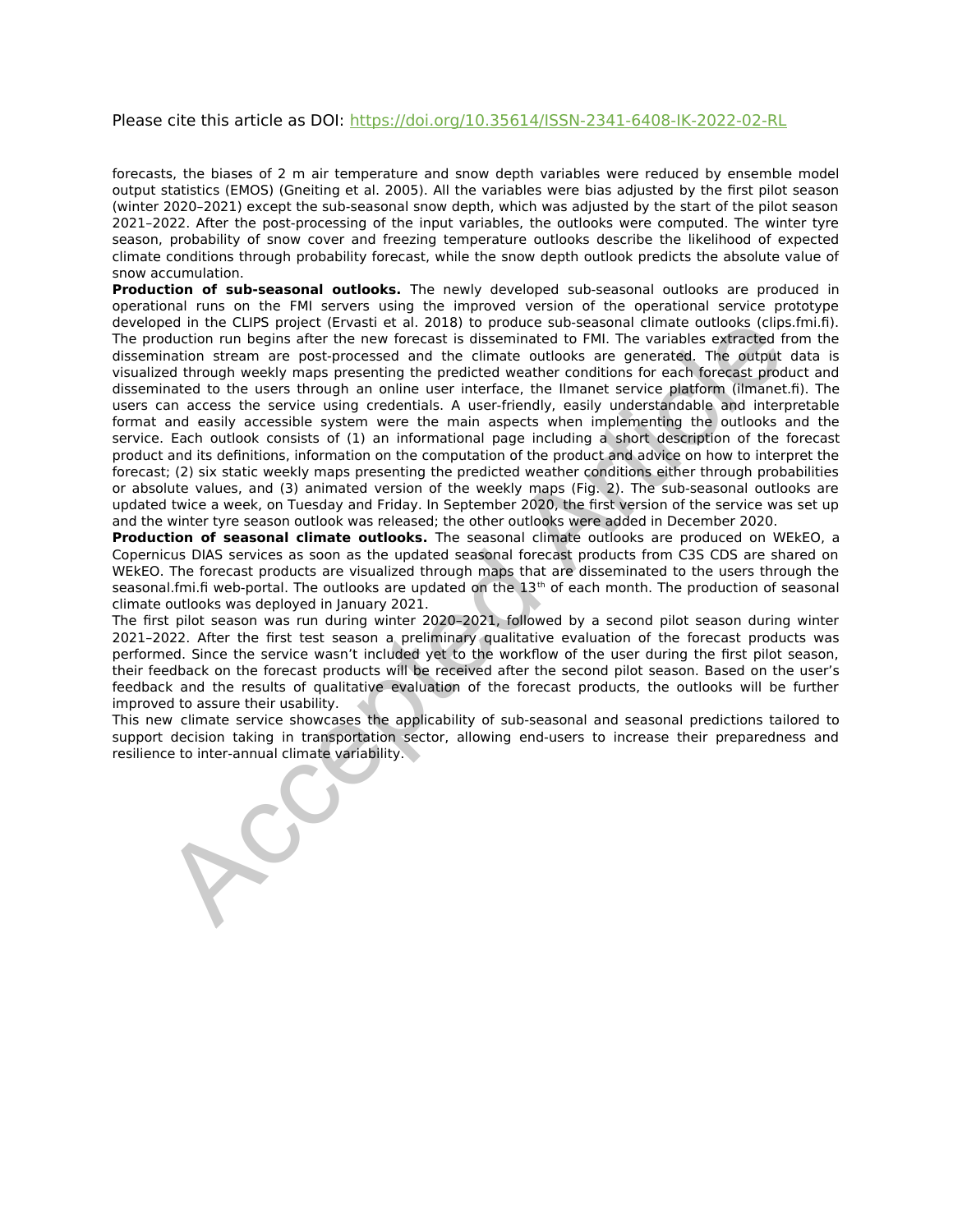forecasts, the biases of 2 m air temperature and snow depth variables were reduced by ensemble model output statistics (EMOS) (Gneiting et al. 2005). All the variables were bias adjusted by the first pilot season (winter 2020–2021) except the sub-seasonal snow depth, which was adjusted by the start of the pilot season 2021–2022. After the post-processing of the input variables, the outlooks were computed. The winter tyre season, probability of snow cover and freezing temperature outlooks describe the likelihood of expected climate conditions through probability forecast, while the snow depth outlook predicts the absolute value of snow accumulation.

**Production of sub-seasonal outlooks.** The newly developed sub-seasonal outlooks are produced in operational runs on the FMI servers using the improved version of the operational service prototype developed in the CLIPS project (Ervasti et al. 2018) to produce sub-seasonal climate outlooks (clips.fmi.fi). The production run begins after the new forecast is disseminated to FMI. The variables extracted from the dissemination stream are post-processed and the climate outlooks are generated. The output data is visualized through weekly maps presenting the predicted weather conditions for each forecast product and disseminated to the users through an online user interface, the Ilmanet service platform (ilmanet.fi). The users can access the service using credentials. A user-friendly, easily understandable and interpretable format and easily accessible system were the main aspects when implementing the outlooks and the service. Each outlook consists of (1) an informational page including a short description of the forecast product and its definitions, information on the computation of the product and advice on how to interpret the forecast; (2) six static weekly maps presenting the predicted weather conditions either through probabilities or absolute values, and (3) animated version of the weekly maps (Fig. 2). The sub-seasonal outlooks are updated twice a week, on Tuesday and Friday. In September 2020, the first version of the service was set up and the winter tyre season outlook was released; the other outlooks were added in December 2020.

**Production of seasonal climate outlooks.** The seasonal climate outlooks are produced on WEkEO, a Copernicus DIAS services as soon as the updated seasonal forecast products from C3S CDS are shared on WEkEO. The forecast products are visualized through maps that are disseminated to the users through the seasonal.fmi.fi web-portal. The outlooks are updated on the 13th of each month. The production of seasonal climate outlooks was deployed in January 2021.

The first pilot season was run during winter 2020–2021, followed by a second pilot season during winter 2021–2022. After the first test season a preliminary qualitative evaluation of the forecast products was performed. Since the service wasn't included yet to the workflow of the user during the first pilot season, their feedback on the forecast products will be received after the second pilot season. Based on the user's feedback and the results of qualitative evaluation of the forecast products, the outlooks will be further improved to assure their usability.

This new climate service showcases the applicability of sub-seasonal and seasonal predictions tailored to support decision taking in transportation sector, allowing end-users to increase their preparedness and resilience to inter-annual climate variability.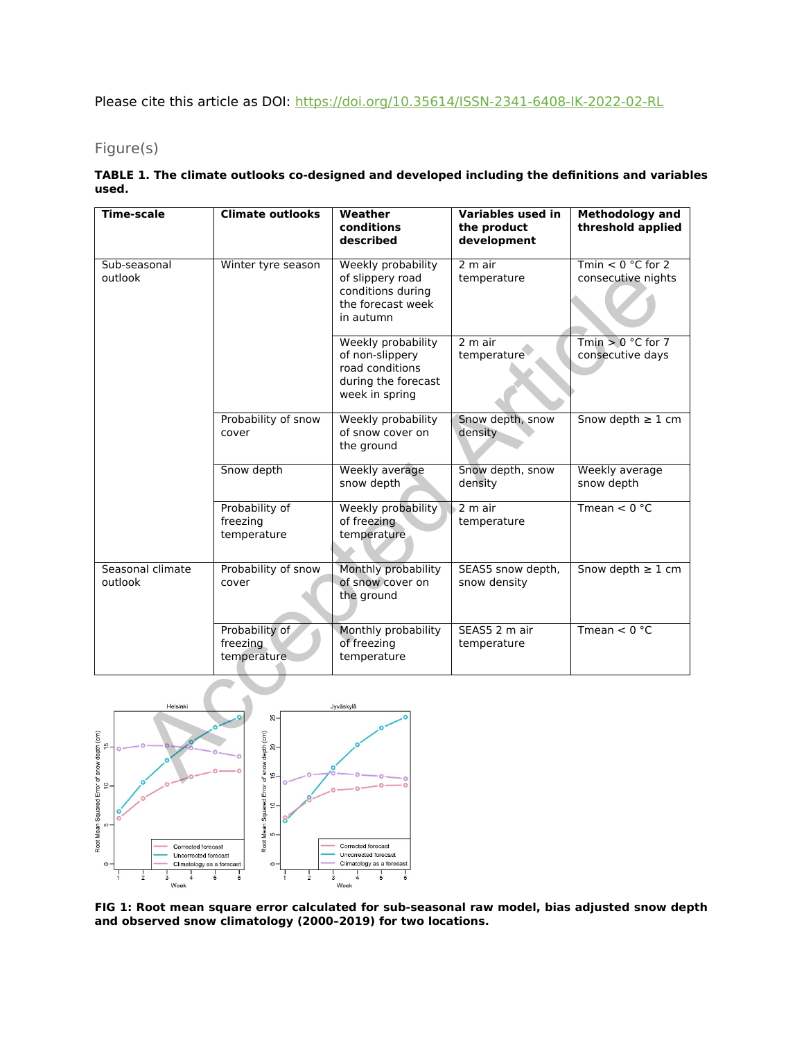Please cite this article as DOI: https://doi.org/10.35614/ISSN-2341-6408-IK-2022-02-RL

## Figure(s)

**TABLE 1. The climate outlooks co-designed and developed including the definitions and variables used.**

| Time-scale | Climate outlooks | Weather conditions described | Variables used in the product development | Methodology and threshold applied |
|---|---|---|---|---|
| Sub-seasonal outlook | Winter tyre season | Weekly probability of slippery road conditions during the forecast week in autumn | 2 m air temperature | Tmin < 0 °C for 2 consecutive nights |
| | | Weekly probability of non-slippery road conditions during the forecast week in spring | 2 m air temperature | Tmin > 0 °C for 7 consecutive days |
| | Probability of snow cover | Weekly probability of snow cover on the ground | Snow depth, snow density | Snow depth ≥ 1 cm |
| | Snow depth | Weekly average snow depth | Snow depth, snow density | Weekly average snow depth |
| | Probability of freezing temperature | Weekly probability of freezing temperature | 2 m air temperature | Tmean < 0 °C |
| Seasonal climate outlook | Probability of snow cover | Monthly probability of snow cover on the ground | SEAS5 snow depth, snow density | Snow depth ≥ 1 cm |
| | Probability of freezing temperature | Monthly probability of freezing temperature | SEAS5 2 m air temperature | Tmean < 0 °C |

**FIG 1: Root mean square error calculated for sub-seasonal raw model, bias adjusted snow depth and observed snow climatology (2000–2019) for two locations.**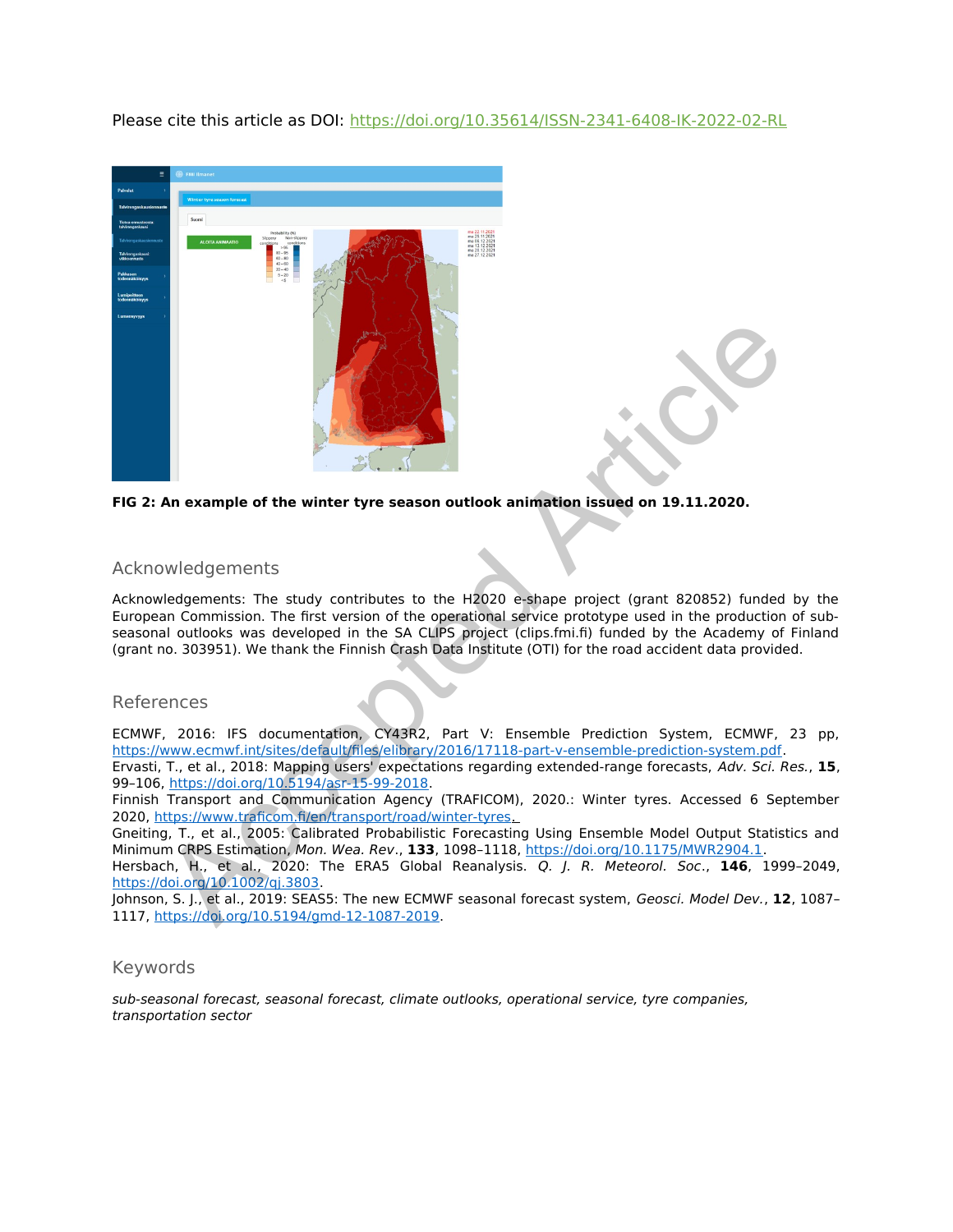Please cite this article as DOI: https://doi.org/10.35614/ISSN-2341-6408-IK-2022-02-RL

**FIG 2: An example of the winter tyre season outlook animation issued on 19.11.2020.**

## Acknowledgements

Acknowledgements: The study contributes to the H2020 e-shape project (grant 820852) funded by the European Commission. The first version of the operational service prototype used in the production of sub-seasonal outlooks was developed in the SA CLIPS project (clips.fmi.fi) funded by the Academy of Finland (grant no. 303951). We thank the Finnish Crash Data Institute (OTI) for the road accident data provided.

## References

ECMWF, 2016: IFS documentation, CY43R2, Part V: Ensemble Prediction System, ECMWF, 23 pp, https://www.ecmwf.int/sites/default/files/elibrary/2016/17118-part-v-ensemble-prediction-system.pdf.
Ervasti, T., et al., 2018: Mapping users' expectations regarding extended-range forecasts, *Adv. Sci. Res.*, **15**, 99–106, https://doi.org/10.5194/asr-15-99-2018.
Finnish Transport and Communication Agency (TRAFICOM), 2020.: Winter tyres. Accessed 6 September 2020, https://www.traficom.fi/en/transport/road/winter-tyres.
Gneiting, T., et al., 2005: Calibrated Probabilistic Forecasting Using Ensemble Model Output Statistics and Minimum CRPS Estimation, *Mon. Wea. Rev*., **133**, 1098–1118, https://doi.org/10.1175/MWR2904.1.
Hersbach, H., et al., 2020: The ERA5 Global Reanalysis. *Q. J. R. Meteorol. Soc*., **146**, 1999–2049, https://doi.org/10.1002/qj.3803.
Johnson, S. J., et al., 2019: SEAS5: The new ECMWF seasonal forecast system, *Geosci. Model Dev.*, **12**, 1087–1117, https://doi.org/10.5194/gmd-12-1087-2019.

## Keywords

*sub-seasonal forecast, seasonal forecast, climate outlooks, operational service, tyre companies, transportation sector*